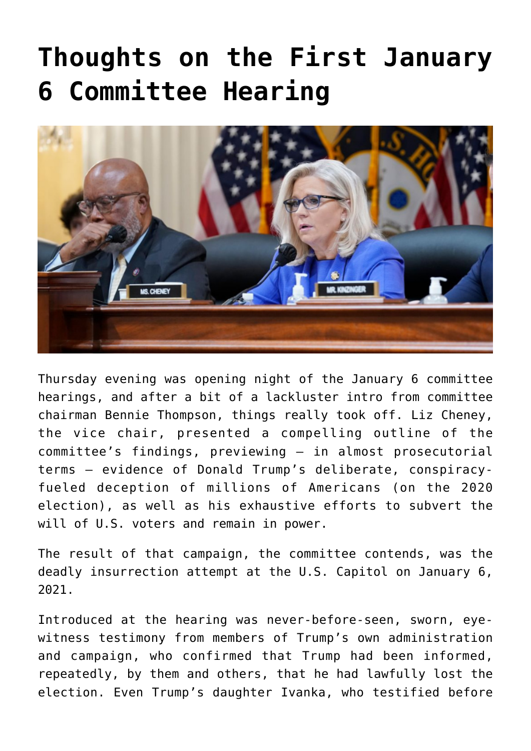# Thoughts on the First January 6 Committee Hearing

Thursday evening was opening night of the January 6 committee hearings, and after a bit of a lackluster intro from committee chairman Bennie Thompson, things really took off. Liz Cheney, the vice chair, presented a compelling outline of the committee's findings, previewing – in almost prosecutorial terms – evidence of Donald Trump's deliberate, conspiracy-fueled deception of millions of Americans (on the 2020 election), as well as his exhaustive efforts to subvert the will of U.S. voters and remain in power.

The result of that campaign, the committee contends, was the deadly insurrection attempt at the U.S. Capitol on January 6, 2021.

Introduced at the hearing was never-before-seen, sworn, eye-witness testimony from members of Trump's own administration and campaign, who confirmed that Trump had been informed, repeatedly, by them and others, that he had lawfully lost the election. Even Trump's daughter Ivanka, who testified before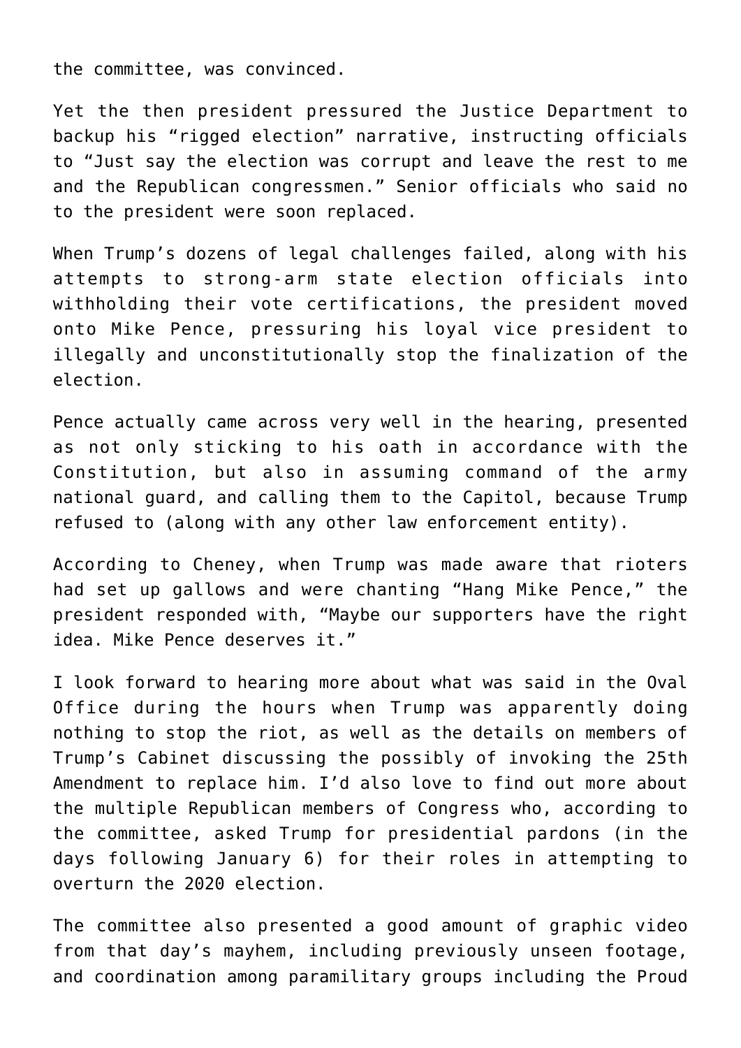the committee, was convinced.

Yet the then president pressured the Justice Department to backup his “rigged election” narrative, instructing officials to “Just say the election was corrupt and leave the rest to me and the Republican congressmen.” Senior officials who said no to the president were soon replaced.

When Trump’s dozens of legal challenges failed, along with his attempts to strong-arm state election officials into withholding their vote certifications, the president moved onto Mike Pence, pressuring his loyal vice president to illegally and unconstitutionally stop the finalization of the election.

Pence actually came across very well in the hearing, presented as not only sticking to his oath in accordance with the Constitution, but also in assuming command of the army national guard, and calling them to the Capitol, because Trump refused to (along with any other law enforcement entity).

According to Cheney, when Trump was made aware that rioters had set up gallows and were chanting “Hang Mike Pence,” the president responded with, “Maybe our supporters have the right idea. Mike Pence deserves it.”

I look forward to hearing more about what was said in the Oval Office during the hours when Trump was apparently doing nothing to stop the riot, as well as the details on members of Trump’s Cabinet discussing the possibly of invoking the 25th Amendment to replace him. I’d also love to find out more about the multiple Republican members of Congress who, according to the committee, asked Trump for presidential pardons (in the days following January 6) for their roles in attempting to overturn the 2020 election.

The committee also presented a good amount of graphic video from that day’s mayhem, including previously unseen footage, and coordination among paramilitary groups including the Proud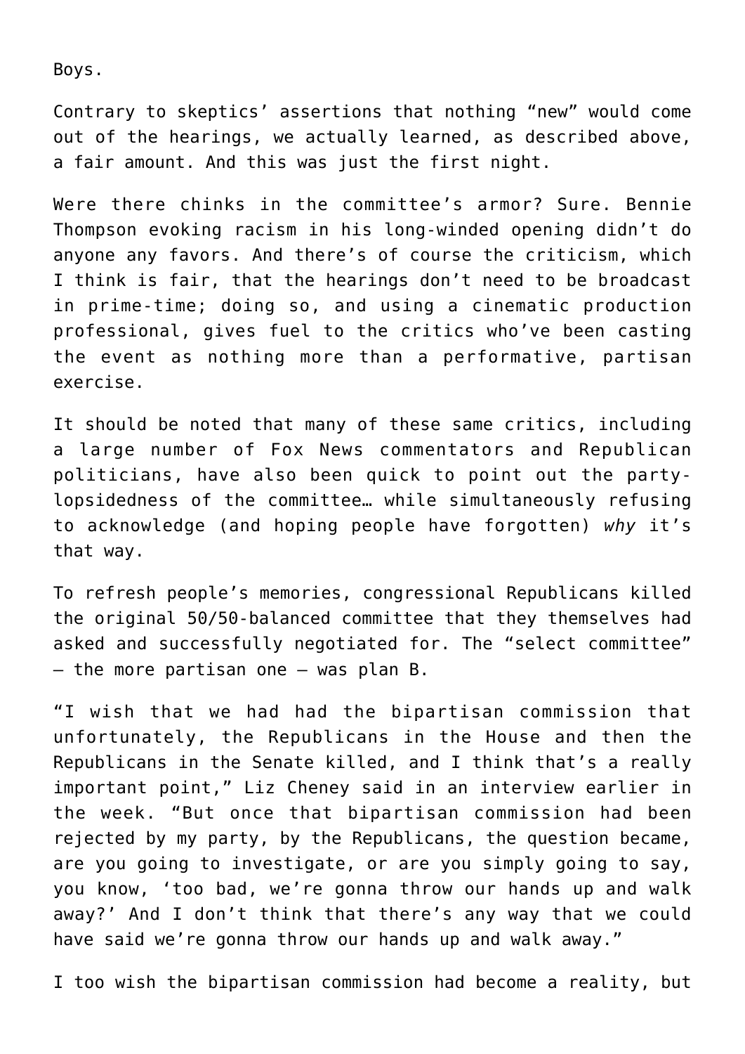Boys.

Contrary to skeptics' assertions that nothing "new" would come out of the hearings, we actually learned, as described above, a fair amount. And this was just the first night.

Were there chinks in the committee's armor? Sure. Bennie Thompson evoking racism in his long-winded opening didn't do anyone any favors. And there's of course the criticism, which I think is fair, that the hearings don't need to be broadcast in prime-time; doing so, and using a cinematic production professional, gives fuel to the critics who've been casting the event as nothing more than a performative, partisan exercise.

It should be noted that many of these same critics, including a large number of Fox News commentators and Republican politicians, have also been quick to point out the party-lopsidedness of the committee… while simultaneously refusing to acknowledge (and hoping people have forgotten) *why* it's that way.

To refresh people's memories, congressional Republicans killed the original 50/50-balanced committee that they themselves had asked and successfully negotiated for. The "select committee" – the more partisan one – was plan B.

"I wish that we had had the bipartisan commission that unfortunately, the Republicans in the House and then the Republicans in the Senate killed, and I think that's a really important point," Liz Cheney said in an interview earlier in the week. "But once that bipartisan commission had been rejected by my party, by the Republicans, the question became, are you going to investigate, or are you simply going to say, you know, 'too bad, we're gonna throw our hands up and walk away?' And I don't think that there's any way that we could have said we're gonna throw our hands up and walk away."

I too wish the bipartisan commission had become a reality, but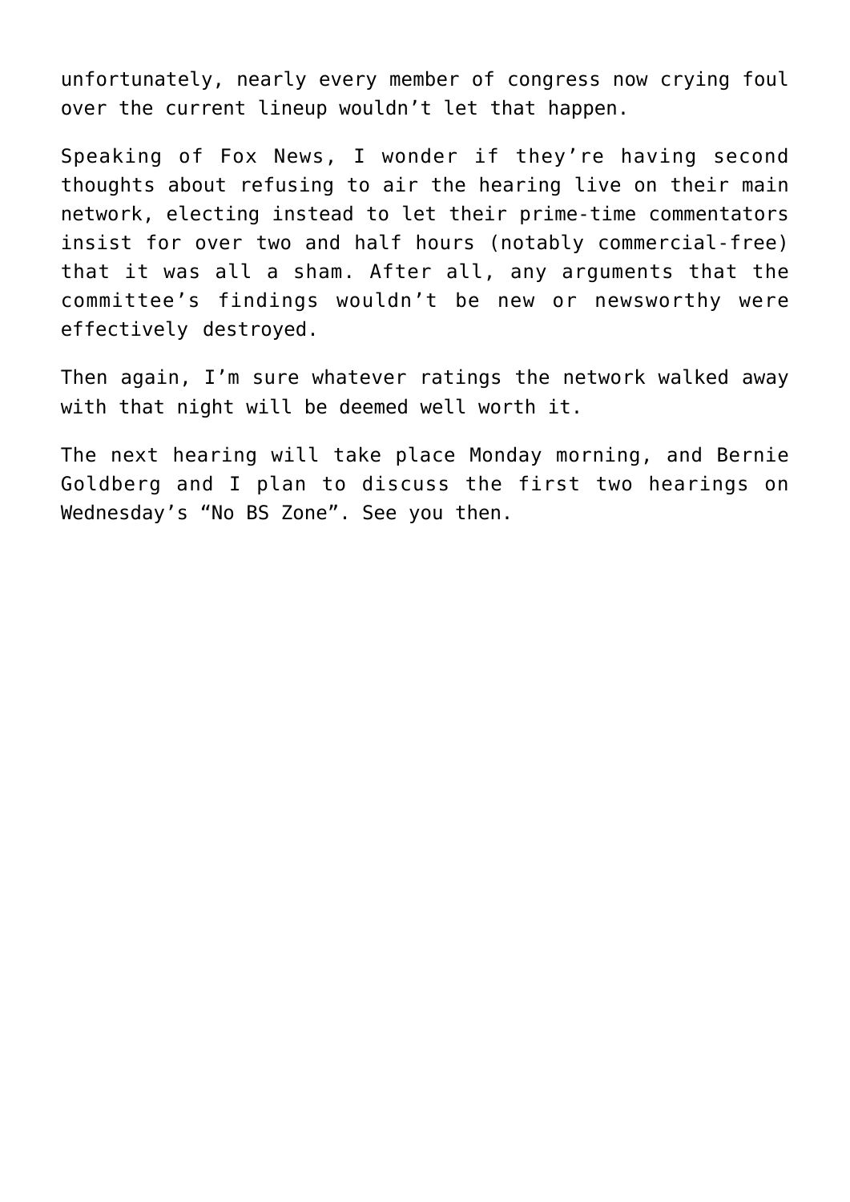unfortunately, nearly every member of congress now crying foul over the current lineup wouldn't let that happen.

Speaking of Fox News, I wonder if they're having second thoughts about refusing to air the hearing live on their main network, electing instead to let their prime-time commentators insist for over two and half hours (notably commercial-free) that it was all a sham. After all, any arguments that the committee's findings wouldn't be new or newsworthy were effectively destroyed.

Then again, I'm sure whatever ratings the network walked away with that night will be deemed well worth it.

The next hearing will take place Monday morning, and Bernie Goldberg and I plan to discuss the first two hearings on Wednesday's "No BS Zone". See you then.